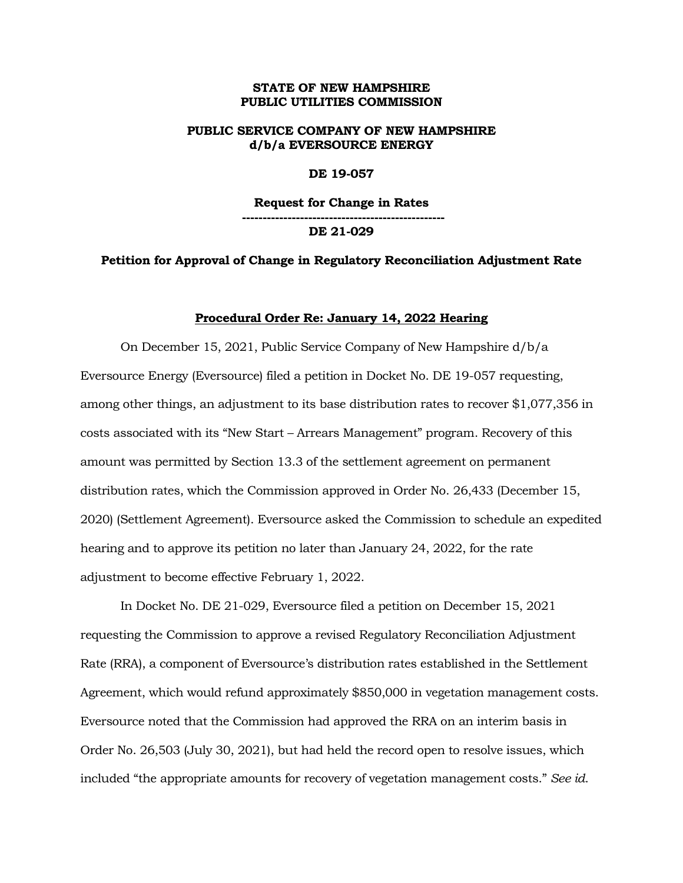**STATE OF NEW HAMPSHIRE**
**PUBLIC UTILITIES COMMISSION**

**PUBLIC SERVICE COMPANY OF NEW HAMPSHIRE**
**d/b/a EVERSOURCE ENERGY**

**DE 19-057**

**Request for Change in Rates**

**-------------------------------------------------**

**DE 21-029**

**Petition for Approval of Change in Regulatory Reconciliation Adjustment Rate**

**<u>Procedural Order Re: January 14, 2022 Hearing</u>**

On December 15, 2021, Public Service Company of New Hampshire d/b/a Eversource Energy (Eversource) filed a petition in Docket No. DE 19-057 requesting, among other things, an adjustment to its base distribution rates to recover $1,077,356 in costs associated with its "New Start – Arrears Management" program. Recovery of this amount was permitted by Section 13.3 of the settlement agreement on permanent distribution rates, which the Commission approved in Order No. 26,433 (December 15, 2020) (Settlement Agreement). Eversource asked the Commission to schedule an expedited hearing and to approve its petition no later than January 24, 2022, for the rate adjustment to become effective February 1, 2022.

In Docket No. DE 21-029, Eversource filed a petition on December 15, 2021 requesting the Commission to approve a revised Regulatory Reconciliation Adjustment Rate (RRA), a component of Eversource's distribution rates established in the Settlement Agreement, which would refund approximately $850,000 in vegetation management costs. Eversource noted that the Commission had approved the RRA on an interim basis in Order No. 26,503 (July 30, 2021), but had held the record open to resolve issues, which included "the appropriate amounts for recovery of vegetation management costs." *See id.*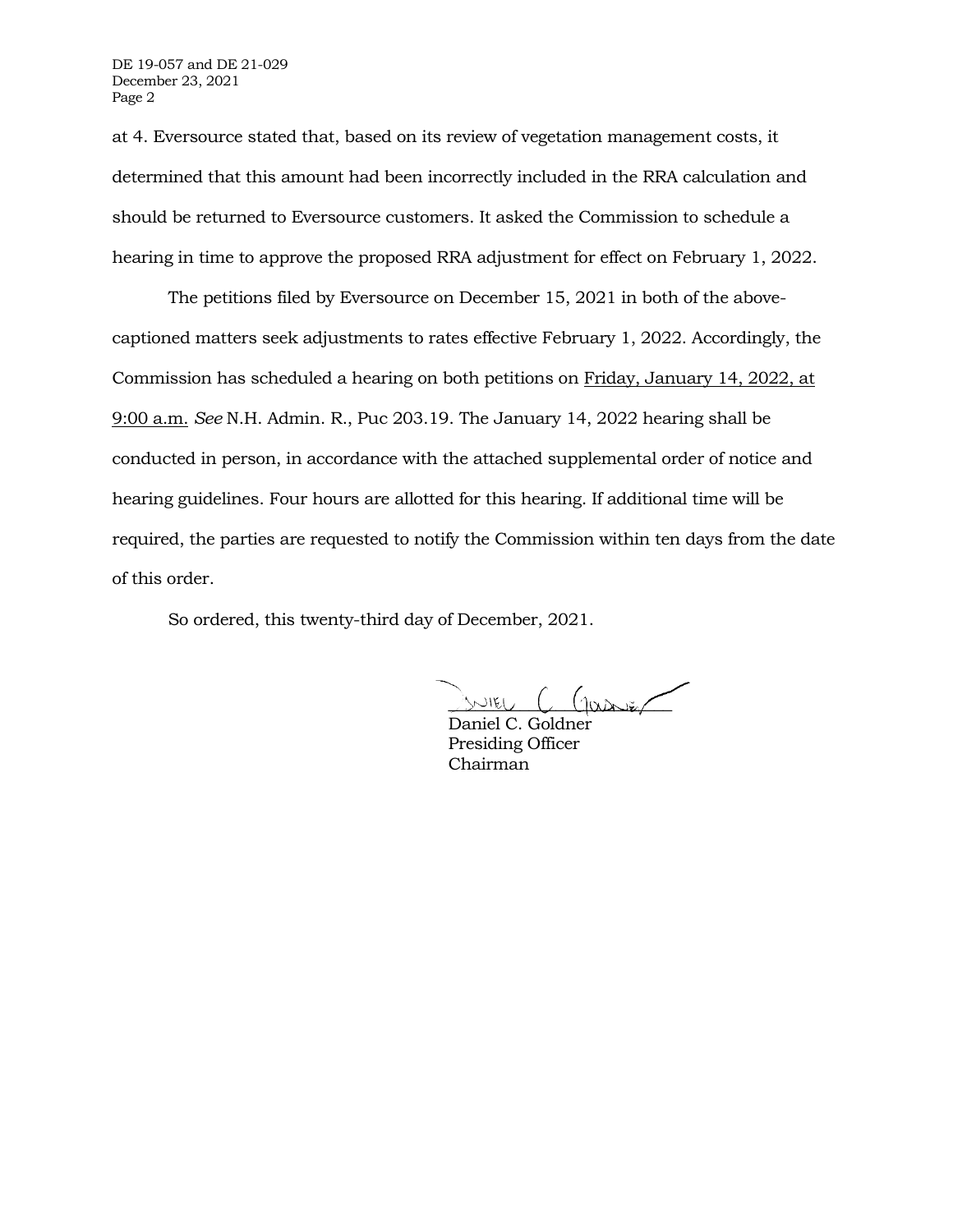at 4. Eversource stated that, based on its review of vegetation management costs, it determined that this amount had been incorrectly included in the RRA calculation and should be returned to Eversource customers. It asked the Commission to schedule a hearing in time to approve the proposed RRA adjustment for effect on February 1, 2022.

The petitions filed by Eversource on December 15, 2021 in both of the above-captioned matters seek adjustments to rates effective February 1, 2022. Accordingly, the Commission has scheduled a hearing on both petitions on Friday, January 14, 2022, at 9:00 a.m. *See* N.H. Admin. R., Puc 203.19. The January 14, 2022 hearing shall be conducted in person, in accordance with the attached supplemental order of notice and hearing guidelines. Four hours are allotted for this hearing. If additional time will be required, the parties are requested to notify the Commission within ten days from the date of this order.

So ordered, this twenty-third day of December, 2021.

Daniel C. Goldner
Presiding Officer
Chairman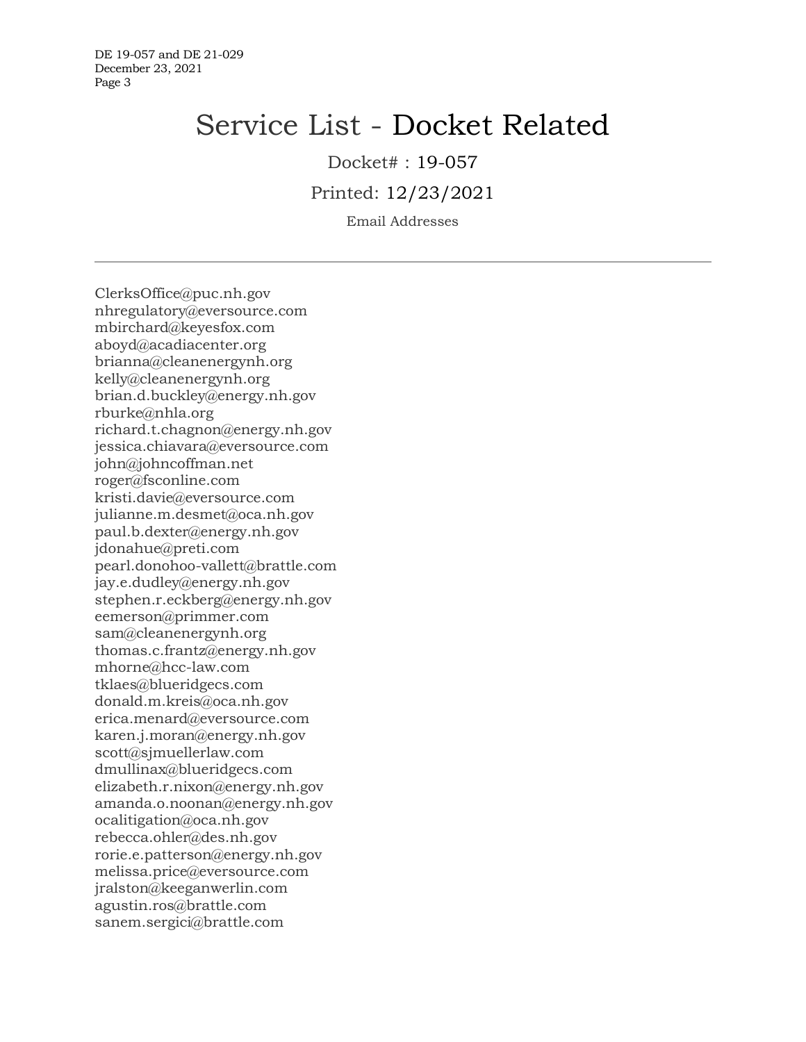# Service List - Docket Related

Docket# : 19-057

Printed: 12/23/2021

Email Addresses

---

ClerksOffice@puc.nh.gov
nhregulatory@eversource.com
mbirchard@keyesfox.com
aboyd@acadiacenter.org
brianna@cleanenergynh.org
kelly@cleanenergynh.org
brian.d.buckley@energy.nh.gov
rburke@nhla.org
richard.t.chagnon@energy.nh.gov
jessica.chiavara@eversource.com
john@johncoffman.net
roger@fsconline.com
kristi.davie@eversource.com
julianne.m.desmet@oca.nh.gov
paul.b.dexter@energy.nh.gov
jdonahue@preti.com
pearl.donohoo-vallett@brattle.com
jay.e.dudley@energy.nh.gov
stephen.r.eckberg@energy.nh.gov
eemerson@primmer.com
sam@cleanenergynh.org
thomas.c.frantz@energy.nh.gov
mhorne@hcc-law.com
tklaes@blueridgecs.com
donald.m.kreis@oca.nh.gov
erica.menard@eversource.com
karen.j.moran@energy.nh.gov
scott@sjmuellerlaw.com
dmullinax@blueridgecs.com
elizabeth.r.nixon@energy.nh.gov
amanda.o.noonan@energy.nh.gov
ocalitigation@oca.nh.gov
rebecca.ohler@des.nh.gov
rorie.e.patterson@energy.nh.gov
melissa.price@eversource.com
jralston@keeganwerlin.com
agustin.ros@brattle.com
sanem.sergici@brattle.com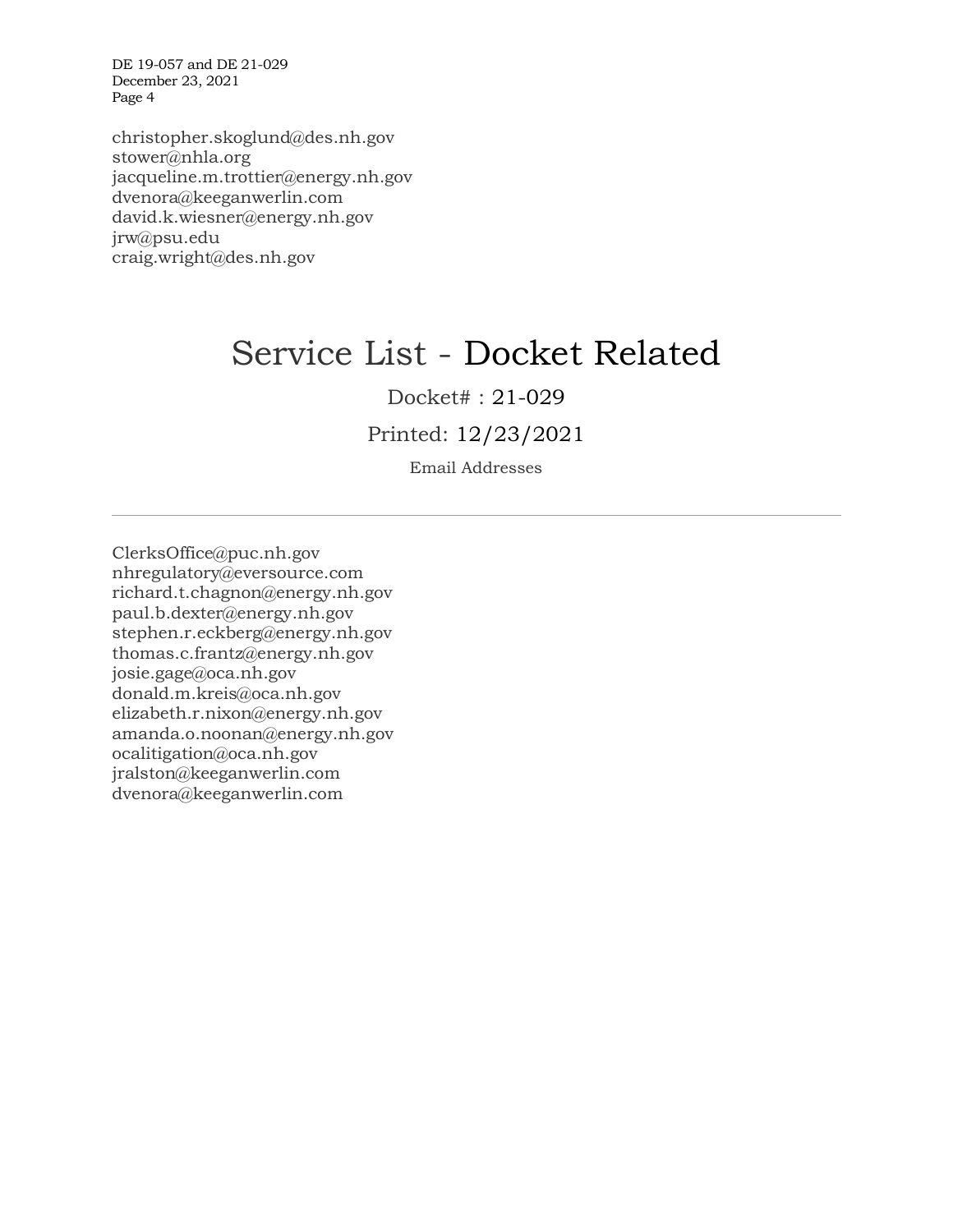christopher.skoglund@des.nh.gov
stower@nhla.org
jacqueline.m.trottier@energy.nh.gov
dvenora@keeganwerlin.com
david.k.wiesner@energy.nh.gov
jrw@psu.edu
craig.wright@des.nh.gov

# Service List - Docket Related

Docket# : 21-029

Printed: 12/23/2021

Email Addresses

---

ClerksOffice@puc.nh.gov
nhregulatory@eversource.com
richard.t.chagnon@energy.nh.gov
paul.b.dexter@energy.nh.gov
stephen.r.eckberg@energy.nh.gov
thomas.c.frantz@energy.nh.gov
josie.gage@oca.nh.gov
donald.m.kreis@oca.nh.gov
elizabeth.r.nixon@energy.nh.gov
amanda.o.noonan@energy.nh.gov
ocalitigation@oca.nh.gov
jralston@keeganwerlin.com
dvenora@keeganwerlin.com